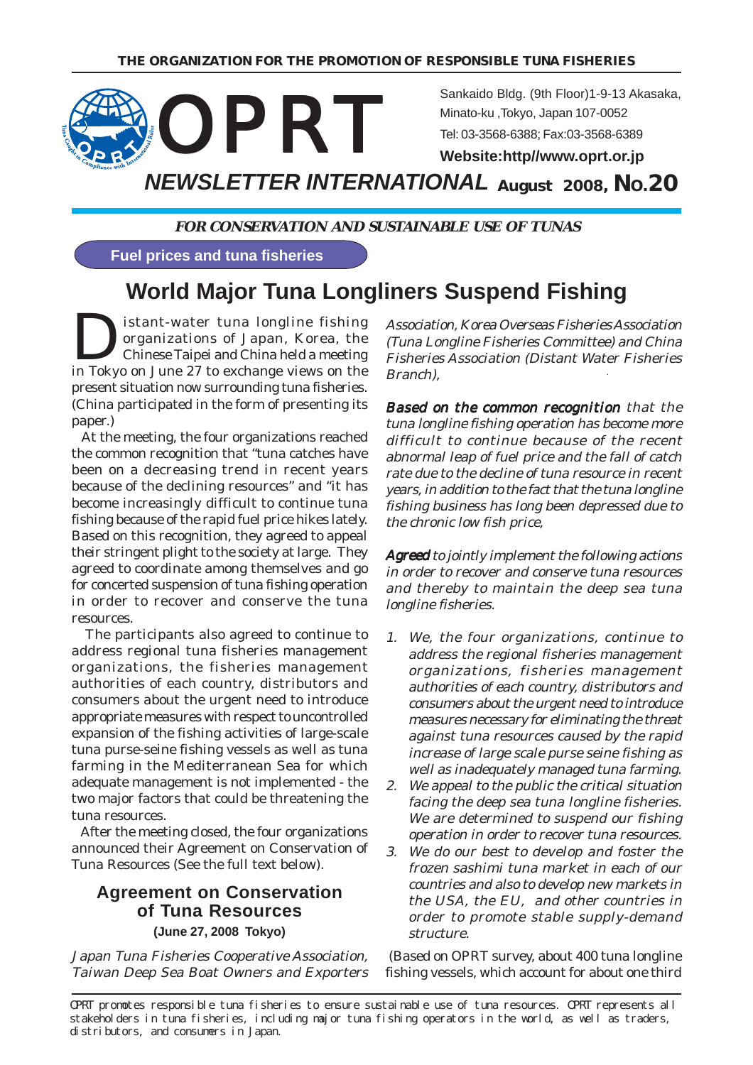THE ORGANIZATION FOR THE PROMOTION OF RESPONSIBLE TUNA FISHERIES

# OPRT

Sankaido Bldg. (9th Floor)1-9-13 Akasaka, Minato-ku ,Tokyo, Japan 107-0052

Tel: 03-3568-6388; Fax:03-3568-6389

**Website:http//www.oprt.or.jp**

## *NEWSLETTER INTERNATIONAL* August 2008, No.20

***FOR CONSERVATION AND SUSTAINABLE USE OF TUNAS***

**Fuel prices and tuna fisheries**

# World Major Tuna Longliners Suspend Fishing

Distant-water tuna longline fishing organizations of Japan, Korea, the Chinese Taipei and China held a meeting in Tokyo on June 27 to exchange views on the present situation now surrounding tuna fisheries. (China participated in the form of presenting its paper.)

At the meeting, the four organizations reached the common recognition that "tuna catches have been on a decreasing trend in recent years because of the declining resources" and "it has become increasingly difficult to continue tuna fishing because of the rapid fuel price hikes lately. Based on this recognition, they agreed to appeal their stringent plight to the society at large. They agreed to coordinate among themselves and go for concerted suspension of tuna fishing operation in order to recover and conserve the tuna resources.

The participants also agreed to continue to address regional tuna fisheries management organizations, the fisheries management authorities of each country, distributors and consumers about the urgent need to introduce appropriate measures with respect to uncontrolled expansion of the fishing activities of large-scale tuna purse-seine fishing vessels as well as tuna farming in the Mediterranean Sea for which adequate management is not implemented - the two major factors that could be threatening the tuna resources.

After the meeting closed, the four organizations announced their Agreement on Conservation of Tuna Resources (See the full text below).

## Agreement on Conservation of Tuna Resources

**(June 27, 2008 Tokyo)**

*Japan Tuna Fisheries Cooperative Association, Taiwan Deep Sea Boat Owners and Exporters Association, Korea Overseas Fisheries Association (Tuna Longline Fisheries Committee) and China Fisheries Association (Distant Water Fisheries Branch),*

***Based on the common recognition*** *that the tuna longline fishing operation has become more difficult to continue because of the recent abnormal leap of fuel price and the fall of catch rate due to the decline of tuna resource in recent years, in addition to the fact that the tuna longline fishing business has long been depressed due to the chronic low fish price,*

***Agreed*** *to jointly implement the following actions in order to recover and conserve tuna resources and thereby to maintain the deep sea tuna longline fisheries.*

1. *We, the four organizations, continue to address the regional fisheries management organizations, fisheries management authorities of each country, distributors and consumers about the urgent need to introduce measures necessary for eliminating the threat against tuna resources caused by the rapid increase of large scale purse seine fishing as well as inadequately managed tuna farming.*
2. *We appeal to the public the critical situation facing the deep sea tuna longline fisheries. We are determined to suspend our fishing operation in order to recover tuna resources.*
3. *We do our best to develop and foster the frozen sashimi tuna market in each of our countries and also to develop new markets in the USA, the EU, and other countries in order to promote stable supply-demand structure.*

(Based on OPRT survey, about 400 tuna longline fishing vessels, which account for about one third

OPRT promotes responsible tuna fisheries to ensure sustainable use of tuna resources. OPRT represents all stakeholders in tuna fisheries, including major tuna fishing operators in the world, as well as traders, distributors, and consumers in Japan.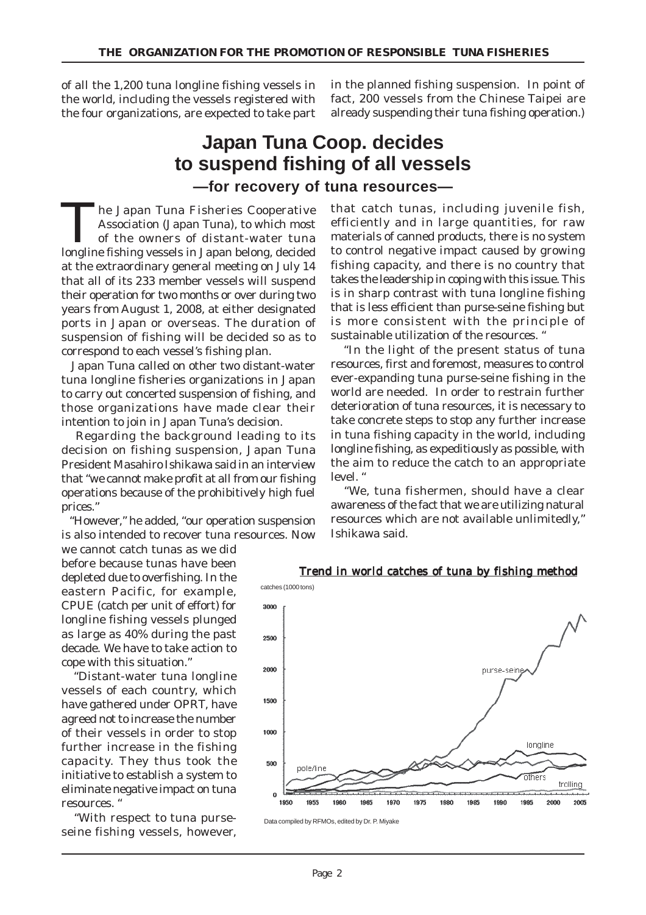of all the 1,200 tuna longline fishing vessels in the world, including the vessels registered with the four organizations, are expected to take part in the planned fishing suspension. In point of fact, 200 vessels from the Chinese Taipei are already suspending their tuna fishing operation.)

# Japan Tuna Coop. decides to suspend fishing of all vessels

## —for recovery of tuna resources—

The Japan Tuna Fisheries Cooperative Association (Japan Tuna), to which most of the owners of distant-water tuna longline fishing vessels in Japan belong, decided at the extraordinary general meeting on July 14 that all of its 233 member vessels will suspend their operation for two months or over during two years from August 1, 2008, at either designated ports in Japan or overseas. The duration of suspension of fishing will be decided so as to correspond to each vessel's fishing plan.

Japan Tuna called on other two distant-water tuna longline fisheries organizations in Japan to carry out concerted suspension of fishing, and those organizations have made clear their intention to join in Japan Tuna's decision.

Regarding the background leading to its decision on fishing suspension, Japan Tuna President Masahiro Ishikawa said in an interview that "we cannot make profit at all from our fishing operations because of the prohibitively high fuel prices."

"However," he added, "our operation suspension is also intended to recover tuna resources. Now we cannot catch tunas as we did before because tunas have been depleted due to overfishing. In the eastern Pacific, for example, CPUE (catch per unit of effort) for longline fishing vessels plunged as large as 40% during the past decade. We have to take action to cope with this situation."

"Distant-water tuna longline vessels of each country, which have gathered under OPRT, have agreed not to increase the number of their vessels in order to stop further increase in the fishing capacity. They thus took the initiative to establish a system to eliminate negative impact on tuna resources. "

"With respect to tuna purse-seine fishing vessels, however, that catch tunas, including juvenile fish, efficiently and in large quantities, for raw materials of canned products, there is no system to control negative impact caused by growing fishing capacity, and there is no country that takes the leadership in coping with this issue. This is in sharp contrast with tuna longline fishing that is less efficient than purse-seine fishing but is more consistent with the principle of sustainable utilization of the resources. "

"In the light of the present status of tuna resources, first and foremost, measures to control ever-expanding tuna purse-seine fishing in the world are needed. In order to restrain further deterioration of tuna resources, it is necessary to take concrete steps to stop any further increase in tuna fishing capacity in the world, including longline fishing, as expeditiously as possible, with the aim to reduce the catch to an appropriate level. "

"We, tuna fishermen, should have a clear awareness of the fact that we are utilizing natural resources which are not available unlimitedly," Ishikawa said.

**Trend in world catches of tuna by fishing method**

Data compiled by RFMOs, edited by Dr. P. Miyake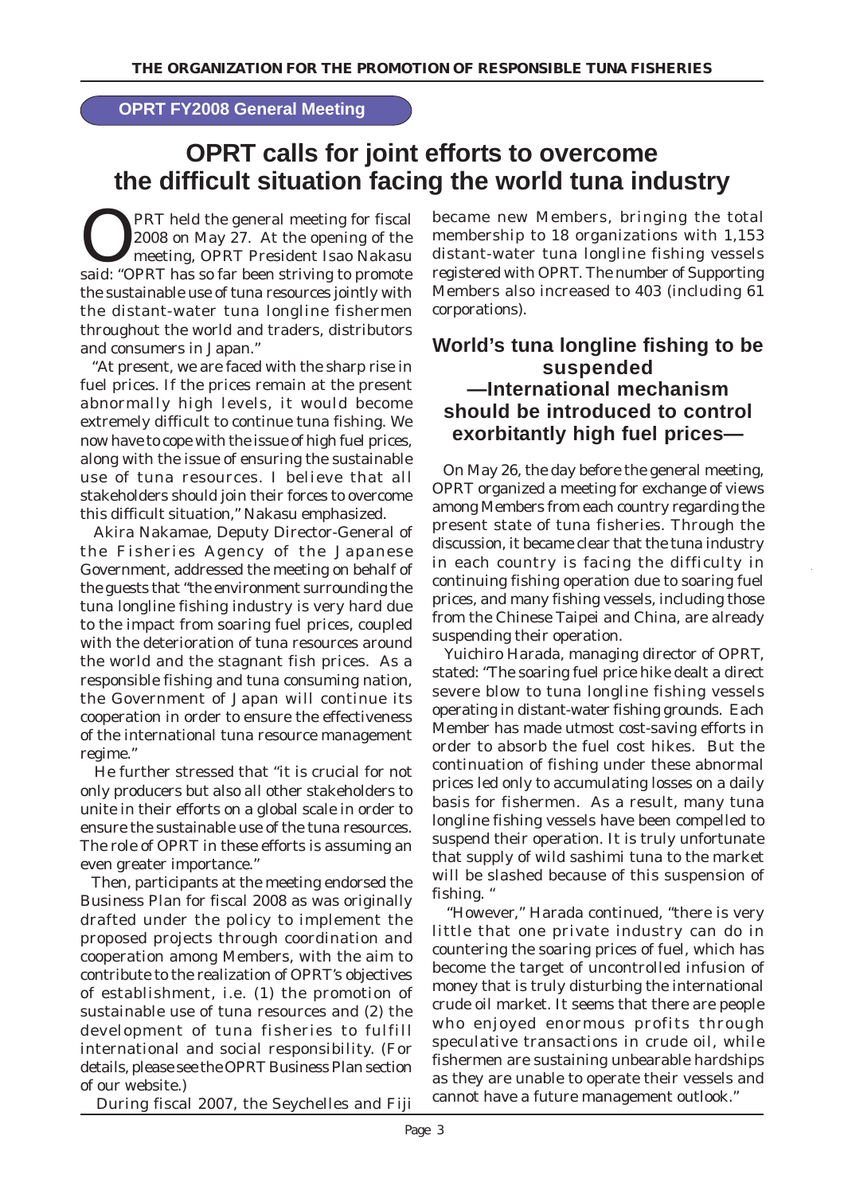**OPRT FY2008 General Meeting**

# OPRT calls for joint efforts to overcome the difficult situation facing the world tuna industry

OPRT held the general meeting for fiscal 2008 on May 27. At the opening of the meeting, OPRT President Isao Nakasu said: "OPRT has so far been striving to promote the sustainable use of tuna resources jointly with the distant-water tuna longline fishermen throughout the world and traders, distributors and consumers in Japan."

"At present, we are faced with the sharp rise in fuel prices. If the prices remain at the present abnormally high levels, it would become extremely difficult to continue tuna fishing. We now have to cope with the issue of high fuel prices, along with the issue of ensuring the sustainable use of tuna resources. I believe that all stakeholders should join their forces to overcome this difficult situation," Nakasu emphasized.

Akira Nakamae, Deputy Director-General of the Fisheries Agency of the Japanese Government, addressed the meeting on behalf of the guests that "the environment surrounding the tuna longline fishing industry is very hard due to the impact from soaring fuel prices, coupled with the deterioration of tuna resources around the world and the stagnant fish prices. As a responsible fishing and tuna consuming nation, the Government of Japan will continue its cooperation in order to ensure the effectiveness of the international tuna resource management regime."

He further stressed that "it is crucial for not only producers but also all other stakeholders to unite in their efforts on a global scale in order to ensure the sustainable use of the tuna resources. The role of OPRT in these efforts is assuming an even greater importance."

Then, participants at the meeting endorsed the Business Plan for fiscal 2008 as was originally drafted under the policy to implement the proposed projects through coordination and cooperation among Members, with the aim to contribute to the realization of OPRT's objectives of establishment, i.e. (1) the promotion of sustainable use of tuna resources and (2) the development of tuna fisheries to fulfill international and social responsibility. (For details, please see the OPRT Business Plan section of our website.)

During fiscal 2007, the Seychelles and Fiji became new Members, bringing the total membership to 18 organizations with 1,153 distant-water tuna longline fishing vessels registered with OPRT. The number of Supporting Members also increased to 403 (including 61 corporations).

## World's tuna longline fishing to be suspended —International mechanism should be introduced to control exorbitantly high fuel prices—

On May 26, the day before the general meeting, OPRT organized a meeting for exchange of views among Members from each country regarding the present state of tuna fisheries. Through the discussion, it became clear that the tuna industry in each country is facing the difficulty in continuing fishing operation due to soaring fuel prices, and many fishing vessels, including those from the Chinese Taipei and China, are already suspending their operation.

Yuichiro Harada, managing director of OPRT, stated: "The soaring fuel price hike dealt a direct severe blow to tuna longline fishing vessels operating in distant-water fishing grounds. Each Member has made utmost cost-saving efforts in order to absorb the fuel cost hikes. But the continuation of fishing under these abnormal prices led only to accumulating losses on a daily basis for fishermen. As a result, many tuna longline fishing vessels have been compelled to suspend their operation. It is truly unfortunate that supply of wild sashimi tuna to the market will be slashed because of this suspension of fishing. "

"However," Harada continued, "there is very little that one private industry can do in countering the soaring prices of fuel, which has become the target of uncontrolled infusion of money that is truly disturbing the international crude oil market. It seems that there are people who enjoyed enormous profits through speculative transactions in crude oil, while fishermen are sustaining unbearable hardships as they are unable to operate their vessels and cannot have a future management outlook."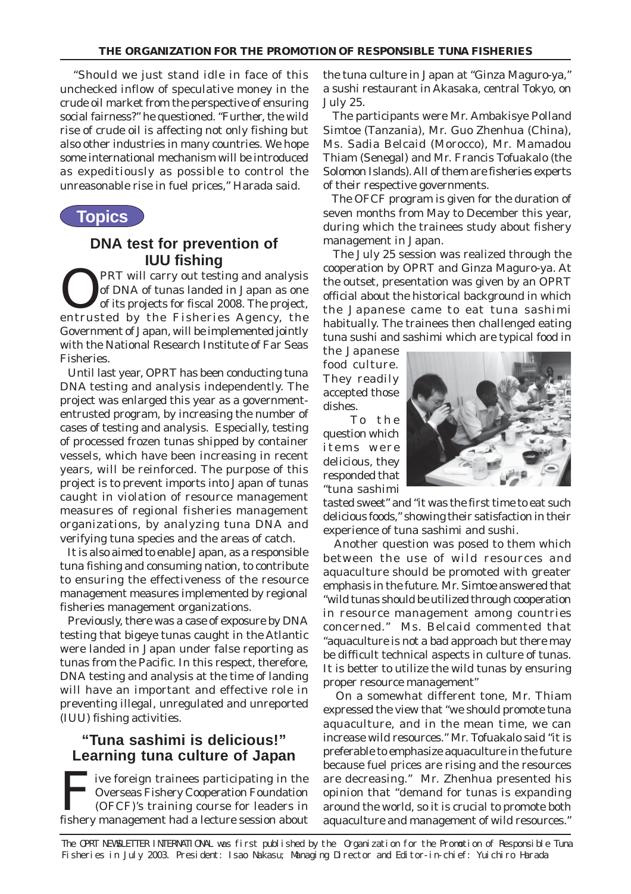"Should we just stand idle in face of this unchecked inflow of speculative money in the crude oil market from the perspective of ensuring social fairness?" he questioned. "Further, the wild rise of crude oil is affecting not only fishing but also other industries in many countries. We hope some international mechanism will be introduced as expeditiously as possible to control the unreasonable rise in fuel prices," Harada said.

## Topics

### DNA test for prevention of IUU fishing

OPRT will carry out testing and analysis of DNA of tunas landed in Japan as one of its projects for fiscal 2008. The project, entrusted by the Fisheries Agency, the Government of Japan, will be implemented jointly with the National Research Institute of Far Seas Fisheries.

Until last year, OPRT has been conducting tuna DNA testing and analysis independently. The project was enlarged this year as a government-entrusted program, by increasing the number of cases of testing and analysis. Especially, testing of processed frozen tunas shipped by container vessels, which have been increasing in recent years, will be reinforced. The purpose of this project is to prevent imports into Japan of tunas caught in violation of resource management measures of regional fisheries management organizations, by analyzing tuna DNA and verifying tuna species and the areas of catch.

It is also aimed to enable Japan, as a responsible tuna fishing and consuming nation, to contribute to ensuring the effectiveness of the resource management measures implemented by regional fisheries management organizations.

Previously, there was a case of exposure by DNA testing that bigeye tunas caught in the Atlantic were landed in Japan under false reporting as tunas from the Pacific. In this respect, therefore, DNA testing and analysis at the time of landing will have an important and effective role in preventing illegal, unregulated and unreported (IUU) fishing activities.

### "Tuna sashimi is delicious!" Learning tuna culture of Japan

Five foreign trainees participating in the Overseas Fishery Cooperation Foundation (OFCF)'s training course for leaders in fishery management had a lecture session about the tuna culture in Japan at "Ginza Maguro-ya," a sushi restaurant in Akasaka, central Tokyo, on July 25.

The participants were Mr. Ambakisye Polland Simtoe (Tanzania), Mr. Guo Zhenhua (China), Ms. Sadia Belcaid (Morocco), Mr. Mamadou Thiam (Senegal) and Mr. Francis Tofuakalo (the Solomon Islands). All of them are fisheries experts of their respective governments.

The OFCF program is given for the duration of seven months from May to December this year, during which the trainees study about fishery management in Japan.

The July 25 session was realized through the cooperation by OPRT and Ginza Maguro-ya. At the outset, presentation was given by an OPRT official about the historical background in which the Japanese came to eat tuna sashimi habitually. The trainees then challenged eating tuna sushi and sashimi which are typical food in the Japanese food culture. They readily accepted those dishes.

To the question which items were delicious, they responded that "tuna sashimi tasted sweet" and "it was the first time to eat such delicious foods," showing their satisfaction in their experience of tuna sashimi and sushi.

Another question was posed to them which between the use of wild resources and aquaculture should be promoted with greater emphasis in the future. Mr. Simtoe answered that "wild tunas should be utilized through cooperation in resource management among countries concerned." Ms. Belcaid commented that "aquaculture is not a bad approach but there may be difficult technical aspects in culture of tunas. It is better to utilize the wild tunas by ensuring proper resource management"

On a somewhat different tone, Mr. Thiam expressed the view that "we should promote tuna aquaculture, and in the mean time, we can increase wild resources." Mr. Tofuakalo said "it is preferable to emphasize aquaculture in the future because fuel prices are rising and the resources are decreasing." Mr. Zhenhua presented his opinion that "demand for tunas is expanding around the world, so it is crucial to promote both aquaculture and management of wild resources."

The OPRT NEWSLETTER INTERNATIONAL was first published by the Organization for the Promotion of Responsible Tuna Fisheries in July 2003. President: Isao Nakasu; Managing Director and Editor-in-chief: Yuichiro Harada